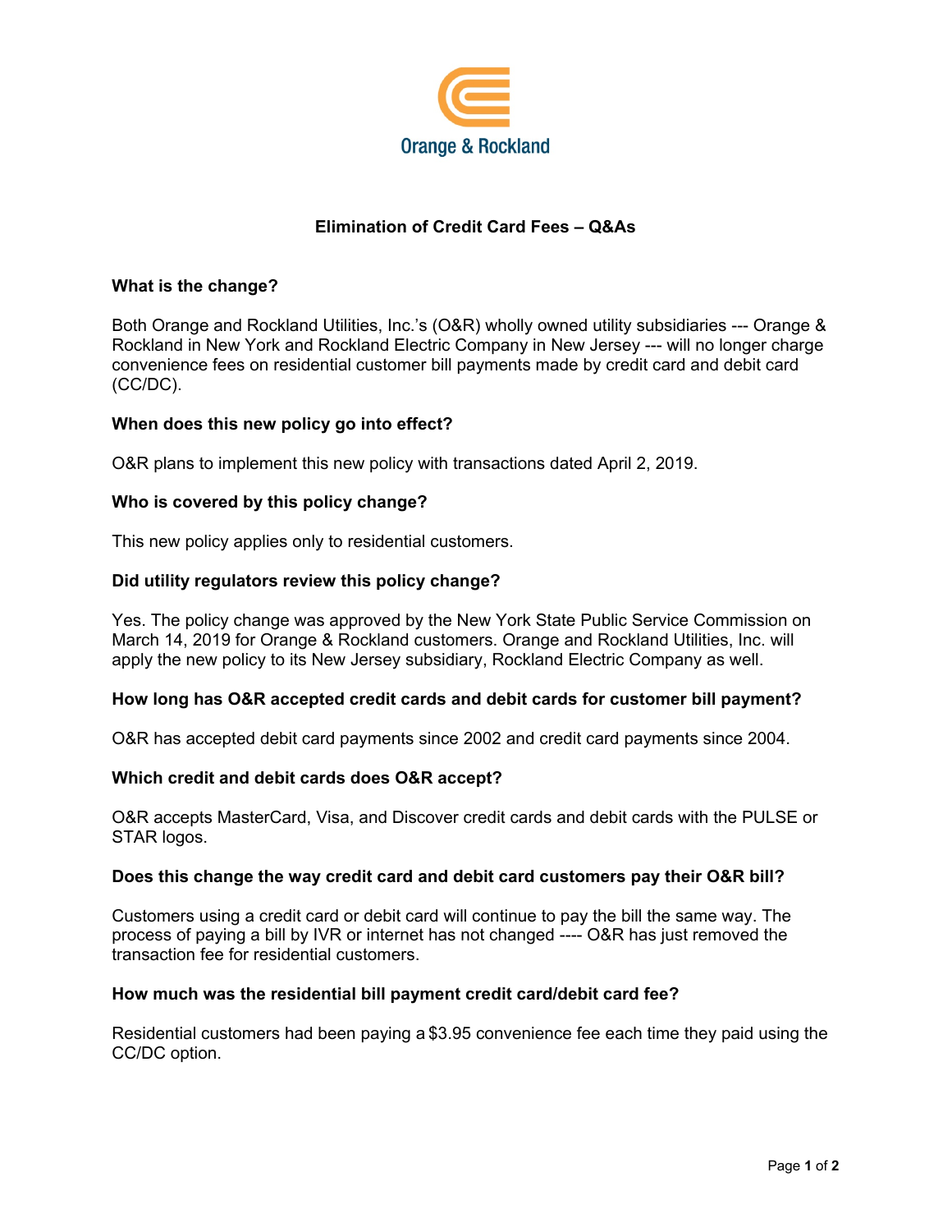Orange & Rockland

# Elimination of Credit Card Fees – Q&As

**What is the change?**

Both Orange and Rockland Utilities, Inc.'s (O&R) wholly owned utility subsidiaries --- Orange & Rockland in New York and Rockland Electric Company in New Jersey --- will no longer charge convenience fees on residential customer bill payments made by credit card and debit card (CC/DC).

**When does this new policy go into effect?**

O&R plans to implement this new policy with transactions dated April 2, 2019.

**Who is covered by this policy change?**

This new policy applies only to residential customers.

**Did utility regulators review this policy change?**

Yes. The policy change was approved by the New York State Public Service Commission on March 14, 2019 for Orange & Rockland customers. Orange and Rockland Utilities, Inc. will apply the new policy to its New Jersey subsidiary, Rockland Electric Company as well.

**How long has O&R accepted credit cards and debit cards for customer bill payment?**

O&R has accepted debit card payments since 2002 and credit card payments since 2004.

**Which credit and debit cards does O&R accept?**

O&R accepts MasterCard, Visa, and Discover credit cards and debit cards with the PULSE or STAR logos.

**Does this change the way credit card and debit card customers pay their O&R bill?**

Customers using a credit card or debit card will continue to pay the bill the same way. The process of paying a bill by IVR or internet has not changed ---- O&R has just removed the transaction fee for residential customers.

**How much was the residential bill payment credit card/debit card fee?**

Residential customers had been paying a $3.95 convenience fee each time they paid using the CC/DC option.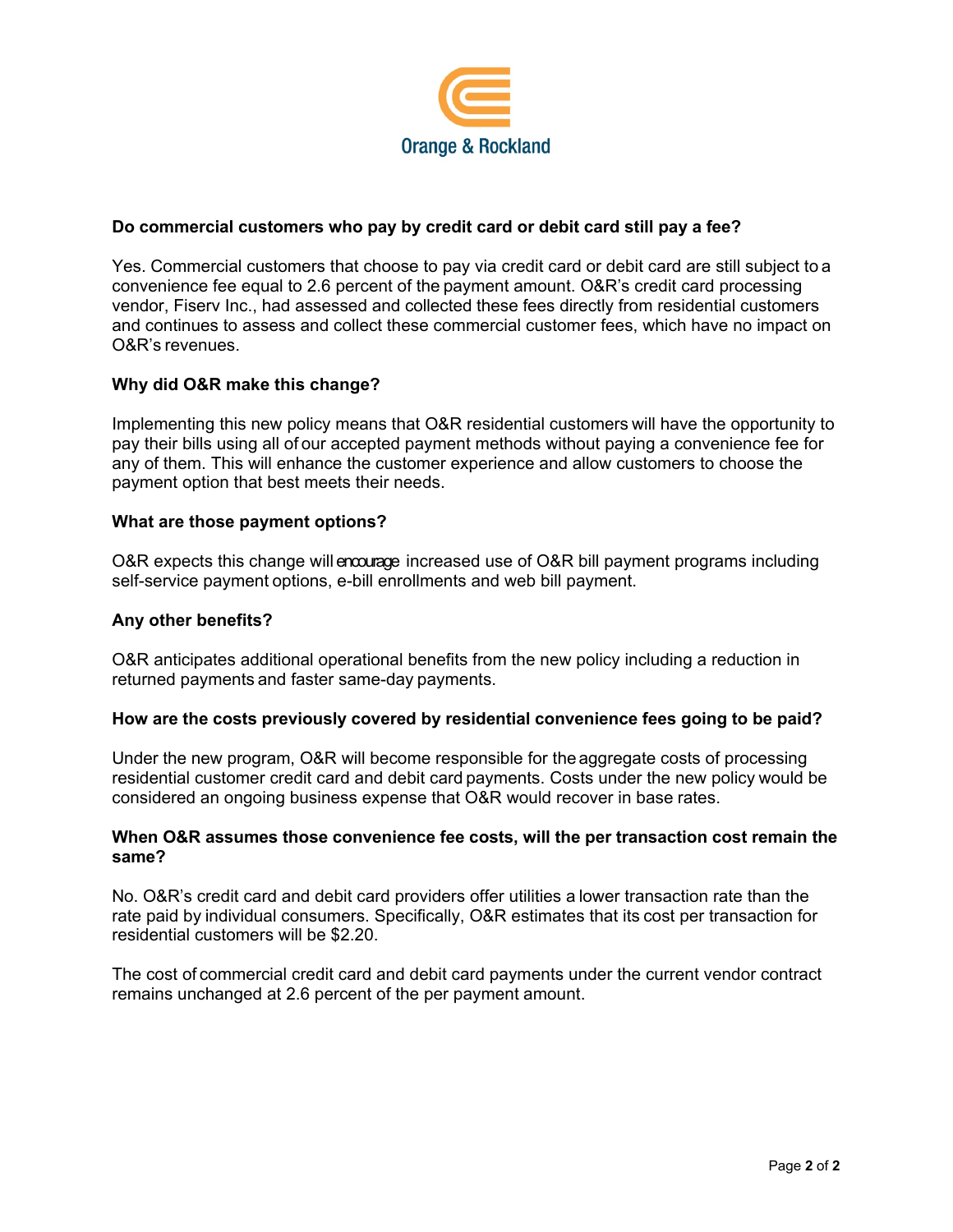**Do commercial customers who pay by credit card or debit card still pay a fee?**

Yes. Commercial customers that choose to pay via credit card or debit card are still subject to a convenience fee equal to 2.6 percent of the payment amount. O&R's credit card processing vendor, Fiserv Inc., had assessed and collected these fees directly from residential customers and continues to assess and collect these commercial customer fees, which have no impact on O&R's revenues.

**Why did O&R make this change?**

Implementing this new policy means that O&R residential customers will have the opportunity to pay their bills using all of our accepted payment methods without paying a convenience fee for any of them. This will enhance the customer experience and allow customers to choose the payment option that best meets their needs.

**What are those payment options?**

O&R expects this change will encourage increased use of O&R bill payment programs including self-service payment options, e-bill enrollments and web bill payment.

**Any other benefits?**

O&R anticipates additional operational benefits from the new policy including a reduction in returned payments and faster same-day payments.

**How are the costs previously covered by residential convenience fees going to be paid?**

Under the new program, O&R will become responsible for the aggregate costs of processing residential customer credit card and debit card payments. Costs under the new policy would be considered an ongoing business expense that O&R would recover in base rates.

**When O&R assumes those convenience fee costs, will the per transaction cost remain the same?**

No. O&R's credit card and debit card providers offer utilities a lower transaction rate than the rate paid by individual consumers. Specifically, O&R estimates that its cost per transaction for residential customers will be $2.20.

The cost of commercial credit card and debit card payments under the current vendor contract remains unchanged at 2.6 percent of the per payment amount.